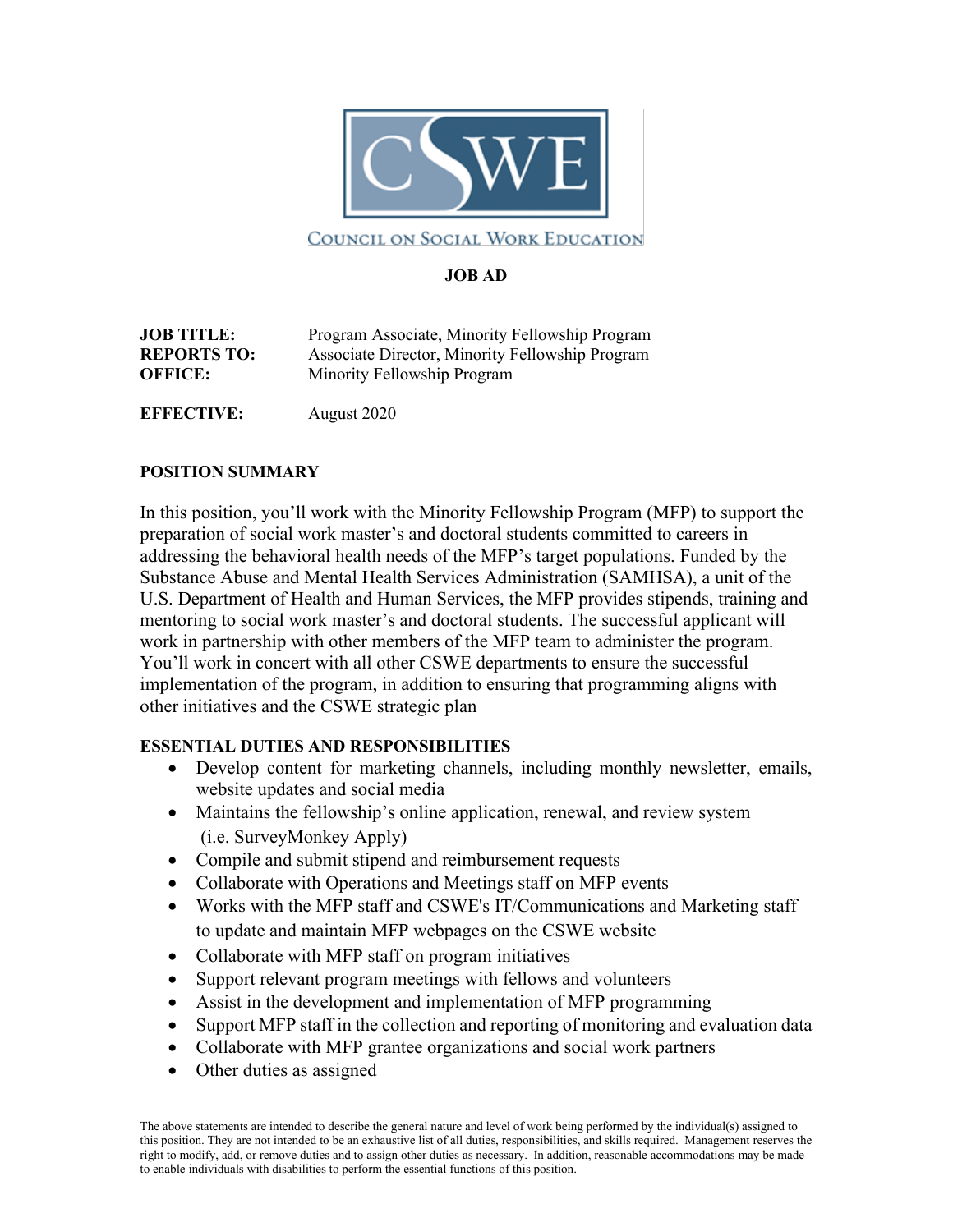COUNCIL ON SOCIAL WORK EDUCATION

**JOB AD**

**JOB TITLE:** Program Associate, Minority Fellowship Program
**REPORTS TO:** Associate Director, Minority Fellowship Program
**OFFICE:** Minority Fellowship Program

**EFFECTIVE:** August 2020

**POSITION SUMMARY**

In this position, you'll work with the Minority Fellowship Program (MFP) to support the preparation of social work master's and doctoral students committed to careers in addressing the behavioral health needs of the MFP's target populations. Funded by the Substance Abuse and Mental Health Services Administration (SAMHSA), a unit of the U.S. Department of Health and Human Services, the MFP provides stipends, training and mentoring to social work master's and doctoral students. The successful applicant will work in partnership with other members of the MFP team to administer the program. You'll work in concert with all other CSWE departments to ensure the successful implementation of the program, in addition to ensuring that programming aligns with other initiatives and the CSWE strategic plan

**ESSENTIAL DUTIES AND RESPONSIBILITIES**

- Develop content for marketing channels, including monthly newsletter, emails, website updates and social media
- Maintains the fellowship's online application, renewal, and review system (i.e. SurveyMonkey Apply)
- Compile and submit stipend and reimbursement requests
- Collaborate with Operations and Meetings staff on MFP events
- Works with the MFP staff and CSWE's IT/Communications and Marketing staff to update and maintain MFP webpages on the CSWE website
- Collaborate with MFP staff on program initiatives
- Support relevant program meetings with fellows and volunteers
- Assist in the development and implementation of MFP programming
- Support MFP staff in the collection and reporting of monitoring and evaluation data
- Collaborate with MFP grantee organizations and social work partners
- Other duties as assigned

The above statements are intended to describe the general nature and level of work being performed by the individual(s) assigned to this position. They are not intended to be an exhaustive list of all duties, responsibilities, and skills required. Management reserves the right to modify, add, or remove duties and to assign other duties as necessary. In addition, reasonable accommodations may be made to enable individuals with disabilities to perform the essential functions of this position.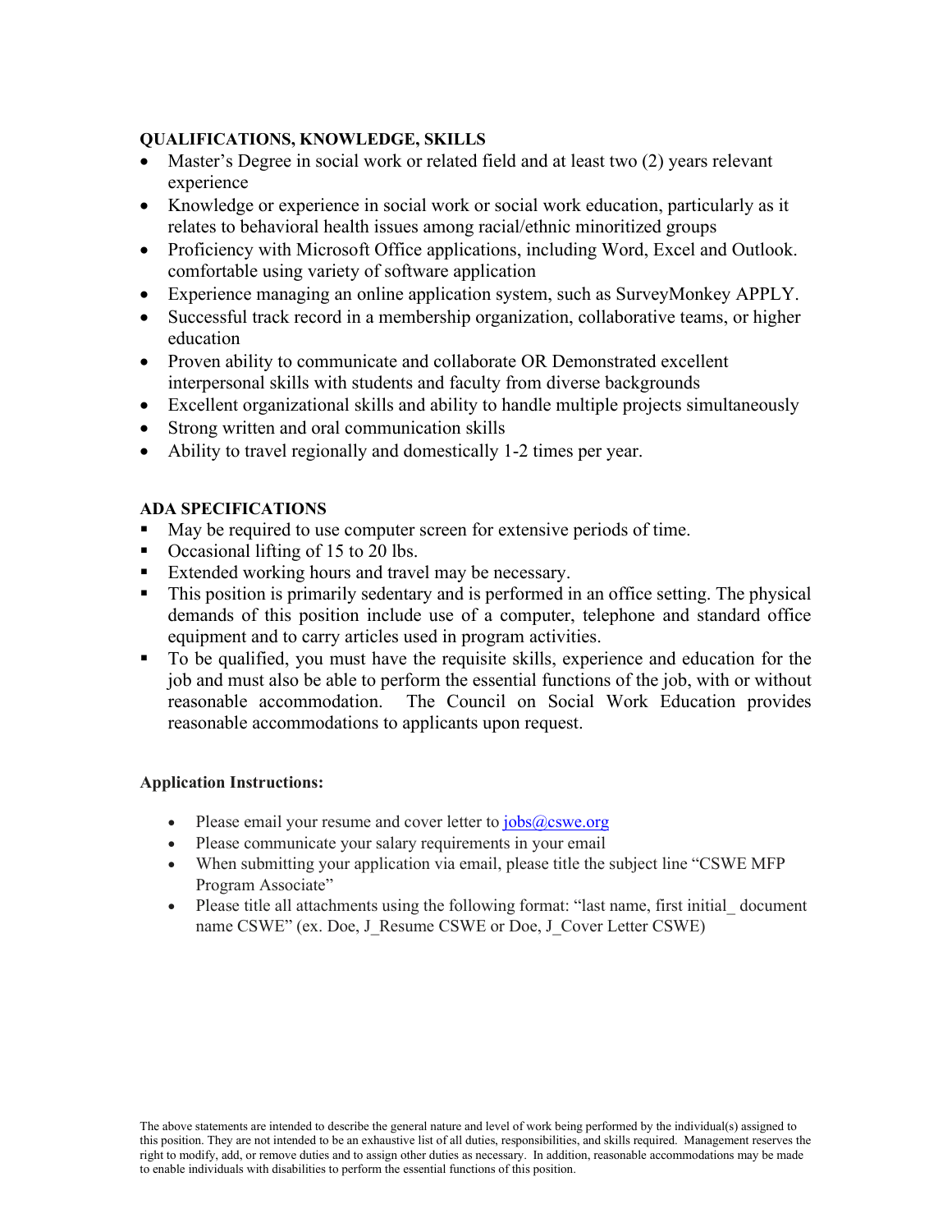**QUALIFICATIONS, KNOWLEDGE, SKILLS**

- Master's Degree in social work or related field and at least two (2) years relevant experience
- Knowledge or experience in social work or social work education, particularly as it relates to behavioral health issues among racial/ethnic minoritized groups
- Proficiency with Microsoft Office applications, including Word, Excel and Outlook. comfortable using variety of software application
- Experience managing an online application system, such as SurveyMonkey APPLY.
- Successful track record in a membership organization, collaborative teams, or higher education
- Proven ability to communicate and collaborate OR Demonstrated excellent interpersonal skills with students and faculty from diverse backgrounds
- Excellent organizational skills and ability to handle multiple projects simultaneously
- Strong written and oral communication skills
- Ability to travel regionally and domestically 1-2 times per year.

**ADA SPECIFICATIONS**

- May be required to use computer screen for extensive periods of time.
- Occasional lifting of 15 to 20 lbs.
- Extended working hours and travel may be necessary.
- This position is primarily sedentary and is performed in an office setting. The physical demands of this position include use of a computer, telephone and standard office equipment and to carry articles used in program activities.
- To be qualified, you must have the requisite skills, experience and education for the job and must also be able to perform the essential functions of the job, with or without reasonable accommodation. The Council on Social Work Education provides reasonable accommodations to applicants upon request.

**Application Instructions:**

- Please email your resume and cover letter to jobs@cswe.org
- Please communicate your salary requirements in your email
- When submitting your application via email, please title the subject line "CSWE MFP Program Associate"
- Please title all attachments using the following format: "last name, first initial_ document name CSWE" (ex. Doe, J_Resume CSWE or Doe, J_Cover Letter CSWE)

The above statements are intended to describe the general nature and level of work being performed by the individual(s) assigned to this position. They are not intended to be an exhaustive list of all duties, responsibilities, and skills required. Management reserves the right to modify, add, or remove duties and to assign other duties as necessary. In addition, reasonable accommodations may be made to enable individuals with disabilities to perform the essential functions of this position.